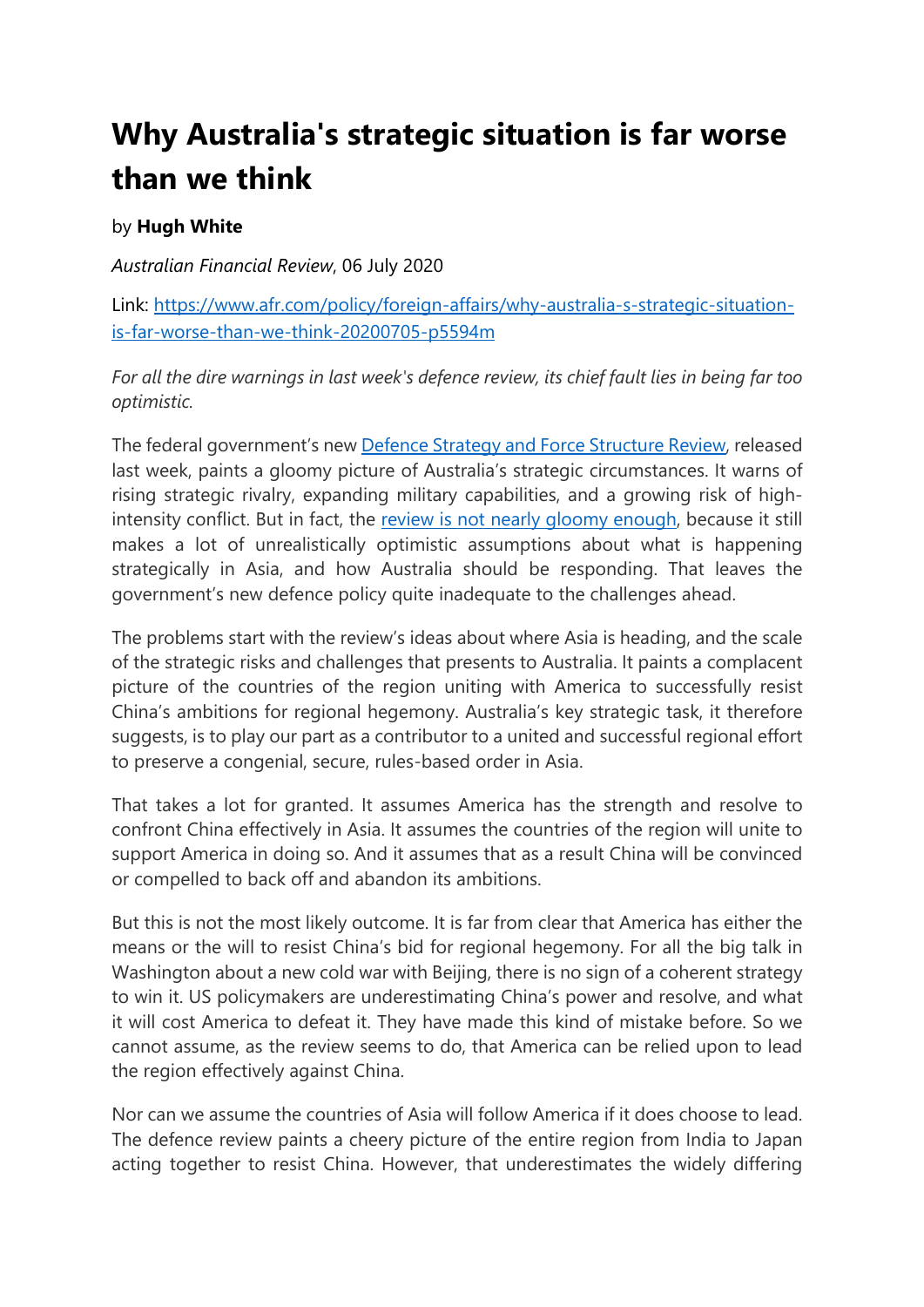# Why Australia's strategic situation is far worse than we think

by **Hugh White**

*Australian Financial Review*, 06 July 2020

Link: [https://www.afr.com/policy/foreign-affairs/why-australia-s-strategic-situation-is-far-worse-than-we-think-20200705-p5594m](https://www.afr.com/policy/foreign-affairs/why-australia-s-strategic-situation-is-far-worse-than-we-think-20200705-p5594m)

*For all the dire warnings in last week's defence review, its chief fault lies in being far too optimistic.*

The federal government's new [Defence Strategy and Force Structure Review](), released last week, paints a gloomy picture of Australia's strategic circumstances. It warns of rising strategic rivalry, expanding military capabilities, and a growing risk of high-intensity conflict. But in fact, the [review is not nearly gloomy enough](), because it still makes a lot of unrealistically optimistic assumptions about what is happening strategically in Asia, and how Australia should be responding. That leaves the government's new defence policy quite inadequate to the challenges ahead.

The problems start with the review's ideas about where Asia is heading, and the scale of the strategic risks and challenges that presents to Australia. It paints a complacent picture of the countries of the region uniting with America to successfully resist China's ambitions for regional hegemony. Australia's key strategic task, it therefore suggests, is to play our part as a contributor to a united and successful regional effort to preserve a congenial, secure, rules-based order in Asia.

That takes a lot for granted. It assumes America has the strength and resolve to confront China effectively in Asia. It assumes the countries of the region will unite to support America in doing so. And it assumes that as a result China will be convinced or compelled to back off and abandon its ambitions.

But this is not the most likely outcome. It is far from clear that America has either the means or the will to resist China's bid for regional hegemony. For all the big talk in Washington about a new cold war with Beijing, there is no sign of a coherent strategy to win it. US policymakers are underestimating China's power and resolve, and what it will cost America to defeat it. They have made this kind of mistake before. So we cannot assume, as the review seems to do, that America can be relied upon to lead the region effectively against China.

Nor can we assume the countries of Asia will follow America if it does choose to lead. The defence review paints a cheery picture of the entire region from India to Japan acting together to resist China. However, that underestimates the widely differing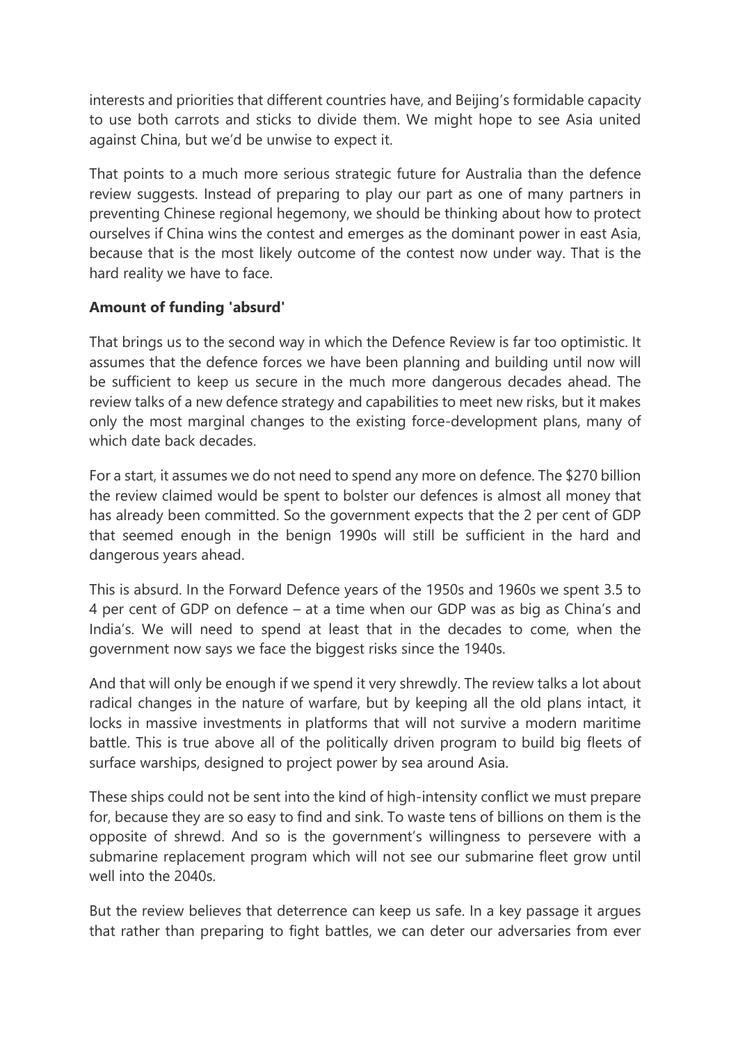interests and priorities that different countries have, and Beijing's formidable capacity to use both carrots and sticks to divide them. We might hope to see Asia united against China, but we'd be unwise to expect it.

That points to a much more serious strategic future for Australia than the defence review suggests. Instead of preparing to play our part as one of many partners in preventing Chinese regional hegemony, we should be thinking about how to protect ourselves if China wins the contest and emerges as the dominant power in east Asia, because that is the most likely outcome of the contest now under way. That is the hard reality we have to face.

**Amount of funding 'absurd'**

That brings us to the second way in which the Defence Review is far too optimistic. It assumes that the defence forces we have been planning and building until now will be sufficient to keep us secure in the much more dangerous decades ahead. The review talks of a new defence strategy and capabilities to meet new risks, but it makes only the most marginal changes to the existing force-development plans, many of which date back decades.

For a start, it assumes we do not need to spend any more on defence. The $270 billion the review claimed would be spent to bolster our defences is almost all money that has already been committed. So the government expects that the 2 per cent of GDP that seemed enough in the benign 1990s will still be sufficient in the hard and dangerous years ahead.

This is absurd. In the Forward Defence years of the 1950s and 1960s we spent 3.5 to 4 per cent of GDP on defence – at a time when our GDP was as big as China's and India's. We will need to spend at least that in the decades to come, when the government now says we face the biggest risks since the 1940s.

And that will only be enough if we spend it very shrewdly. The review talks a lot about radical changes in the nature of warfare, but by keeping all the old plans intact, it locks in massive investments in platforms that will not survive a modern maritime battle. This is true above all of the politically driven program to build big fleets of surface warships, designed to project power by sea around Asia.

These ships could not be sent into the kind of high-intensity conflict we must prepare for, because they are so easy to find and sink. To waste tens of billions on them is the opposite of shrewd. And so is the government's willingness to persevere with a submarine replacement program which will not see our submarine fleet grow until well into the 2040s.

But the review believes that deterrence can keep us safe. In a key passage it argues that rather than preparing to fight battles, we can deter our adversaries from ever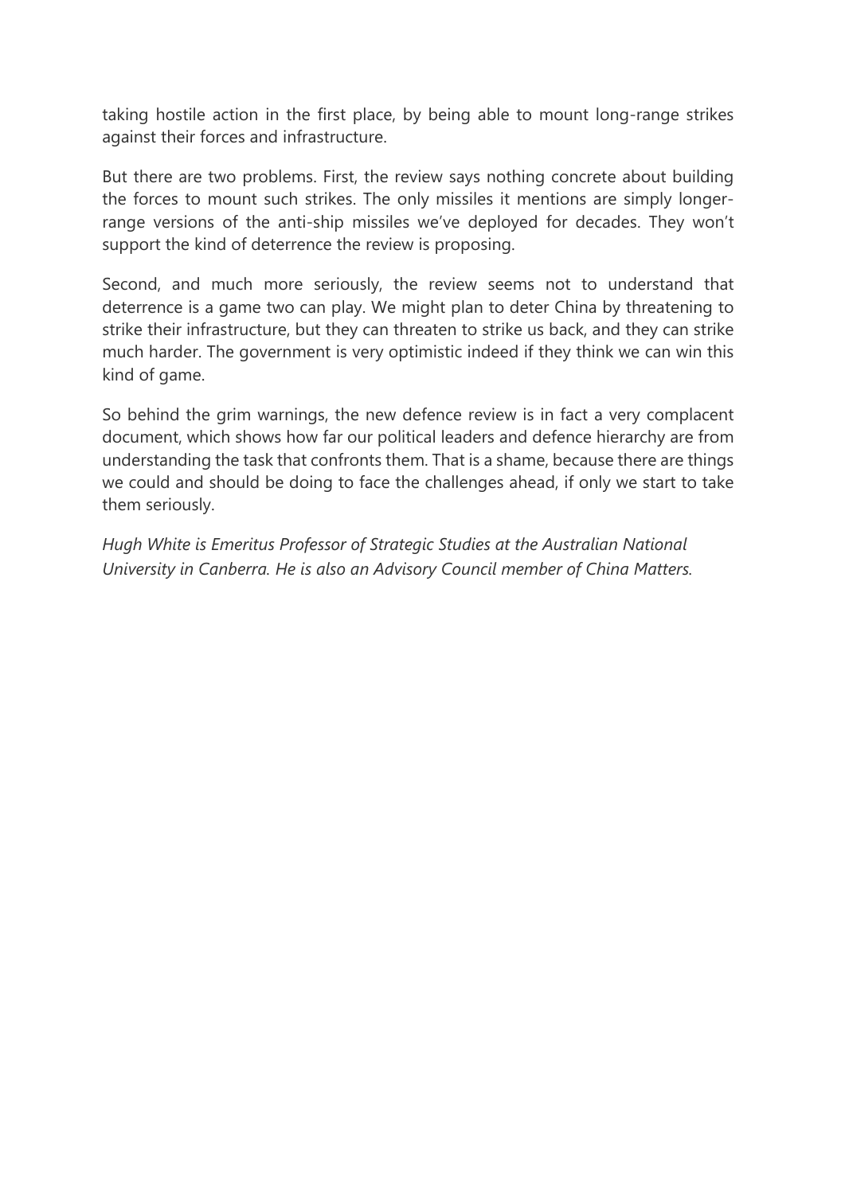taking hostile action in the first place, by being able to mount long-range strikes against their forces and infrastructure.

But there are two problems. First, the review says nothing concrete about building the forces to mount such strikes. The only missiles it mentions are simply longer-range versions of the anti-ship missiles we've deployed for decades. They won't support the kind of deterrence the review is proposing.

Second, and much more seriously, the review seems not to understand that deterrence is a game two can play. We might plan to deter China by threatening to strike their infrastructure, but they can threaten to strike us back, and they can strike much harder. The government is very optimistic indeed if they think we can win this kind of game.

So behind the grim warnings, the new defence review is in fact a very complacent document, which shows how far our political leaders and defence hierarchy are from understanding the task that confronts them. That is a shame, because there are things we could and should be doing to face the challenges ahead, if only we start to take them seriously.

*Hugh White is Emeritus Professor of Strategic Studies at the Australian National University in Canberra. He is also an Advisory Council member of China Matters.*